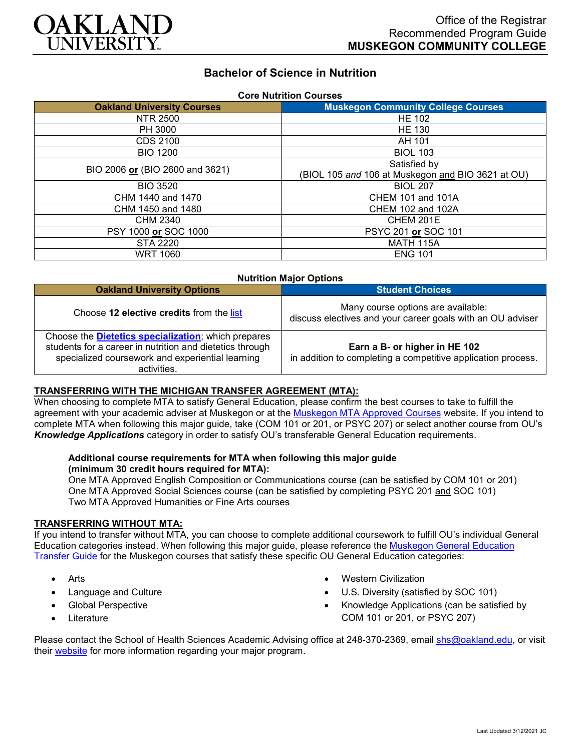OAKLAND UNIVERSITY

Office of the Registrar
Recommended Program Guide
**MUSKEGON COMMUNITY COLLEGE**

# Bachelor of Science in Nutrition

**Core Nutrition Courses**

| Oakland University Courses | Muskegon Community College Courses |
|---|---|
| NTR 2500 | HE 102 |
| PH 3000 | HE 130 |
| CDS 2100 | AH 101 |
| BIO 1200 | BIOL 103 |
| BIO 2006 **or** (BIO 2600 and 3621) | Satisfied by (BIOL 105 *and* 106 at Muskegon and BIO 3621 at OU) |
| BIO 3520 | BIOL 207 |
| CHM 1440 and 1470 | CHEM 101 and 101A |
| CHM 1450 and 1480 | CHEM 102 and 102A |
| CHM 2340 | CHEM 201E |
| PSY 1000 **or** SOC 1000 | PSYC 201 **or** SOC 101 |
| STA 2220 | MATH 115A |
| WRT 1060 | ENG 101 |

**Nutrition Major Options**

| Oakland University Options | Student Choices |
|---|---|
| Choose **12 elective credits** from the list | Many course options are available: discuss electives and your career goals with an OU adviser |
| Choose the **Dietetics specialization**; which prepares students for a career in nutrition and dietetics through specialized coursework and experiential learning activities. | **Earn a B- or higher in HE 102** in addition to completing a competitive application process. |

## TRANSFERRING WITH THE MICHIGAN TRANSFER AGREEMENT (MTA):

When choosing to complete MTA to satisfy General Education, please confirm the best courses to take to fulfill the agreement with your academic adviser at Muskegon or at the Muskegon MTA Approved Courses website. If you intend to complete MTA when following this major guide, take (COM 101 or 201, or PSYC 207) or select another course from OU's ***Knowledge Applications*** category in order to satisfy OU's transferable General Education requirements.

**Additional course requirements for MTA when following this major guide (minimum 30 credit hours required for MTA):**

One MTA Approved English Composition or Communications course (can be satisfied by COM 101 or 201)
One MTA Approved Social Sciences course (can be satisfied by completing PSYC 201 and SOC 101)
Two MTA Approved Humanities or Fine Arts courses

## TRANSFERRING WITHOUT MTA:

If you intend to transfer without MTA, you can choose to complete additional coursework to fulfill OU's individual General Education categories instead. When following this major guide, please reference the Muskegon General Education Transfer Guide for the Muskegon courses that satisfy these specific OU General Education categories:

- Arts
- Language and Culture
- Global Perspective
- Literature
- Western Civilization
- U.S. Diversity (satisfied by SOC 101)
- Knowledge Applications (can be satisfied by COM 101 or 201, or PSYC 207)

Please contact the School of Health Sciences Academic Advising office at 248-370-2369, email shs@oakland.edu, or visit their website for more information regarding your major program.

Last Updated 3/12/2021 JC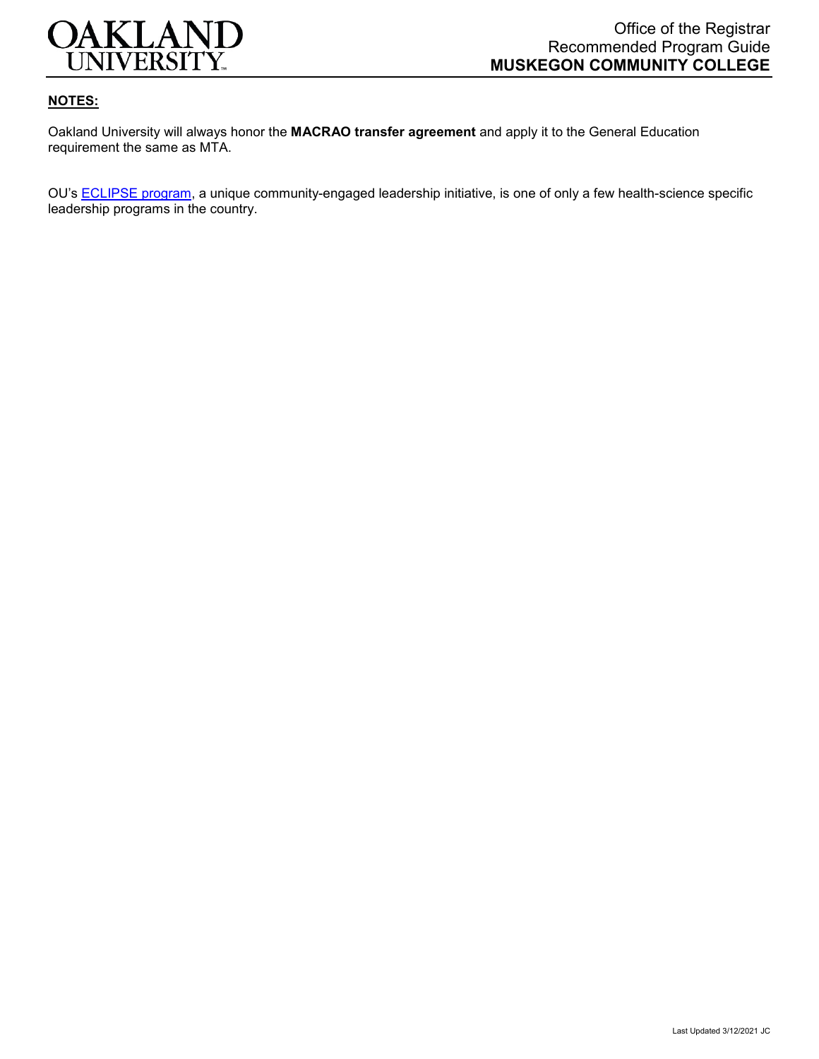**NOTES:**

Oakland University will always honor the **MACRAO transfer agreement** and apply it to the General Education requirement the same as MTA.

OU's ECLIPSE program, a unique community-engaged leadership initiative, is one of only a few health-science specific leadership programs in the country.

Last Updated 3/12/2021 JC